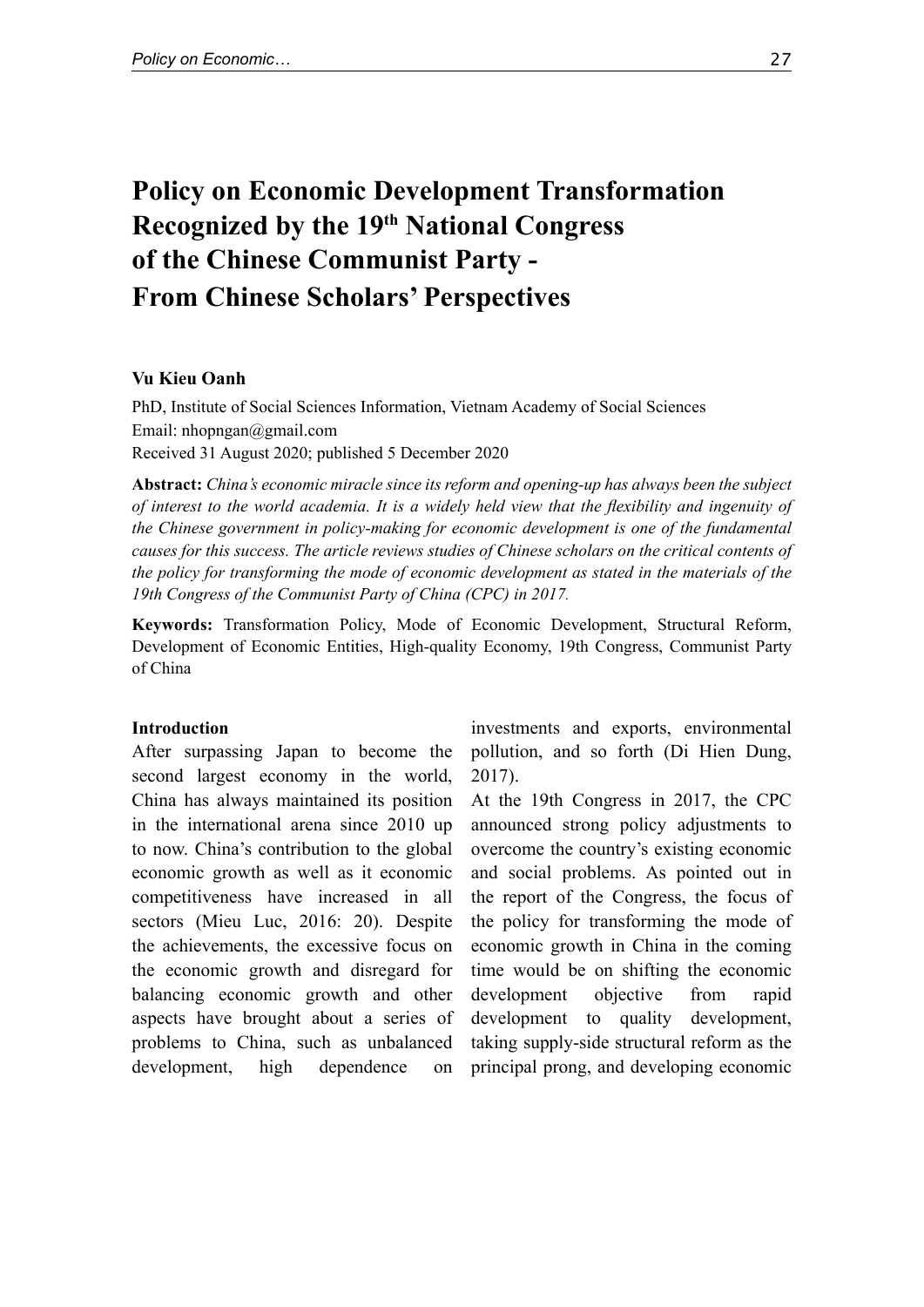# Policy on Economic Development Transformation Recognized by the 19th National Congress of the Chinese Communist Party - From Chinese Scholars' Perspectives

**Vu Kieu Oanh**

PhD, Institute of Social Sciences Information, Vietnam Academy of Social Sciences
Email: nhopngan@gmail.com
Received 31 August 2020; published 5 December 2020

**Abstract:** *China's economic miracle since its reform and opening-up has always been the subject of interest to the world academia. It is a widely held view that the flexibility and ingenuity of the Chinese government in policy-making for economic development is one of the fundamental causes for this success. The article reviews studies of Chinese scholars on the critical contents of the policy for transforming the mode of economic development as stated in the materials of the 19th Congress of the Communist Party of China (CPC) in 2017.*

**Keywords:** Transformation Policy, Mode of Economic Development, Structural Reform, Development of Economic Entities, High-quality Economy, 19th Congress, Communist Party of China

**Introduction**

After surpassing Japan to become the second largest economy in the world, China has always maintained its position in the international arena since 2010 up to now. China's contribution to the global economic growth as well as it economic competitiveness have increased in all sectors (Mieu Luc, 2016: 20). Despite the achievements, the excessive focus on the economic growth and disregard for balancing economic growth and other aspects have brought about a series of problems to China, such as unbalanced development, high dependence on investments and exports, environmental pollution, and so forth (Di Hien Dung, 2017).

At the 19th Congress in 2017, the CPC announced strong policy adjustments to overcome the country's existing economic and social problems. As pointed out in the report of the Congress, the focus of the policy for transforming the mode of economic growth in China in the coming time would be on shifting the economic development objective from rapid development to quality development, taking supply-side structural reform as the principal prong, and developing economic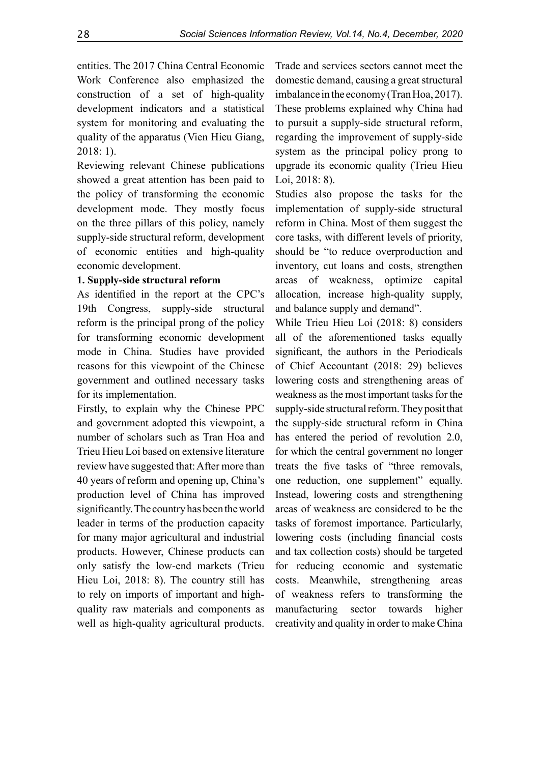entities. The 2017 China Central Economic Work Conference also emphasized the construction of a set of high-quality development indicators and a statistical system for monitoring and evaluating the quality of the apparatus (Vien Hieu Giang, 2018: 1).

Reviewing relevant Chinese publications showed a great attention has been paid to the policy of transforming the economic development mode. They mostly focus on the three pillars of this policy, namely supply-side structural reform, development of economic entities and high-quality economic development.

**1. Supply-side structural reform**

As identified in the report at the CPC's 19th Congress, supply-side structural reform is the principal prong of the policy for transforming economic development mode in China. Studies have provided reasons for this viewpoint of the Chinese government and outlined necessary tasks for its implementation.

Firstly, to explain why the Chinese PPC and government adopted this viewpoint, a number of scholars such as Tran Hoa and Trieu Hieu Loi based on extensive literature review have suggested that: After more than 40 years of reform and opening up, China's production level of China has improved significantly. The country has been the world leader in terms of the production capacity for many major agricultural and industrial products. However, Chinese products can only satisfy the low-end markets (Trieu Hieu Loi, 2018: 8). The country still has to rely on imports of important and high-quality raw materials and components as well as high-quality agricultural products. Trade and services sectors cannot meet the domestic demand, causing a great structural imbalance in the economy (Tran Hoa, 2017). These problems explained why China had to pursuit a supply-side structural reform, regarding the improvement of supply-side system as the principal policy prong to upgrade its economic quality (Trieu Hieu Loi, 2018: 8).

Studies also propose the tasks for the implementation of supply-side structural reform in China. Most of them suggest the core tasks, with different levels of priority, should be "to reduce overproduction and inventory, cut loans and costs, strengthen areas of weakness, optimize capital allocation, increase high-quality supply, and balance supply and demand".

While Trieu Hieu Loi (2018: 8) considers all of the aforementioned tasks equally significant, the authors in the Periodicals of Chief Accountant (2018: 29) believes lowering costs and strengthening areas of weakness as the most important tasks for the supply-side structural reform. They posit that the supply-side structural reform in China has entered the period of revolution 2.0, for which the central government no longer treats the five tasks of "three removals, one reduction, one supplement" equally. Instead, lowering costs and strengthening areas of weakness are considered to be the tasks of foremost importance. Particularly, lowering costs (including financial costs and tax collection costs) should be targeted for reducing economic and systematic costs. Meanwhile, strengthening areas of weakness refers to transforming the manufacturing sector towards higher creativity and quality in order to make China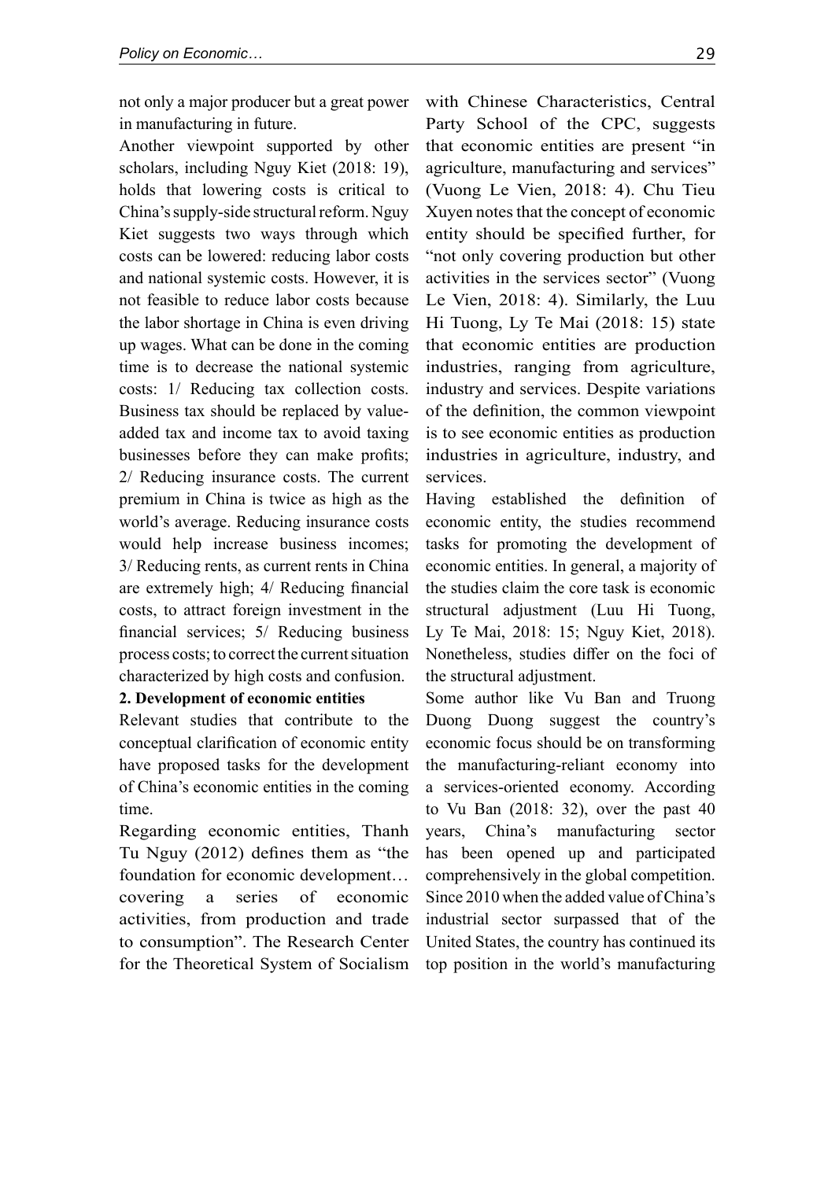not only a major producer but a great power in manufacturing in future.

Another viewpoint supported by other scholars, including Nguy Kiet (2018: 19), holds that lowering costs is critical to China's supply-side structural reform. Nguy Kiet suggests two ways through which costs can be lowered: reducing labor costs and national systemic costs. However, it is not feasible to reduce labor costs because the labor shortage in China is even driving up wages. What can be done in the coming time is to decrease the national systemic costs: 1/ Reducing tax collection costs. Business tax should be replaced by value-added tax and income tax to avoid taxing businesses before they can make profits; 2/ Reducing insurance costs. The current premium in China is twice as high as the world's average. Reducing insurance costs would help increase business incomes; 3/ Reducing rents, as current rents in China are extremely high; 4/ Reducing financial costs, to attract foreign investment in the financial services; 5/ Reducing business process costs; to correct the current situation characterized by high costs and confusion.

**2. Development of economic entities**

Relevant studies that contribute to the conceptual clarification of economic entity have proposed tasks for the development of China's economic entities in the coming time.

Regarding economic entities, Thanh Tu Nguy (2012) defines them as "the foundation for economic development… covering a series of economic activities, from production and trade to consumption". The Research Center for the Theoretical System of Socialism with Chinese Characteristics, Central Party School of the CPC, suggests that economic entities are present "in agriculture, manufacturing and services" (Vuong Le Vien, 2018: 4). Chu Tieu Xuyen notes that the concept of economic entity should be specified further, for "not only covering production but other activities in the services sector" (Vuong Le Vien, 2018: 4). Similarly, the Luu Hi Tuong, Ly Te Mai (2018: 15) state that economic entities are production industries, ranging from agriculture, industry and services. Despite variations of the definition, the common viewpoint is to see economic entities as production industries in agriculture, industry, and services.

Having established the definition of economic entity, the studies recommend tasks for promoting the development of economic entities. In general, a majority of the studies claim the core task is economic structural adjustment (Luu Hi Tuong, Ly Te Mai, 2018: 15; Nguy Kiet, 2018). Nonetheless, studies differ on the foci of the structural adjustment.

Some author like Vu Ban and Truong Duong Duong suggest the country's economic focus should be on transforming the manufacturing-reliant economy into a services-oriented economy. According to Vu Ban (2018: 32), over the past 40 years, China's manufacturing sector has been opened up and participated comprehensively in the global competition. Since 2010 when the added value of China's industrial sector surpassed that of the United States, the country has continued its top position in the world's manufacturing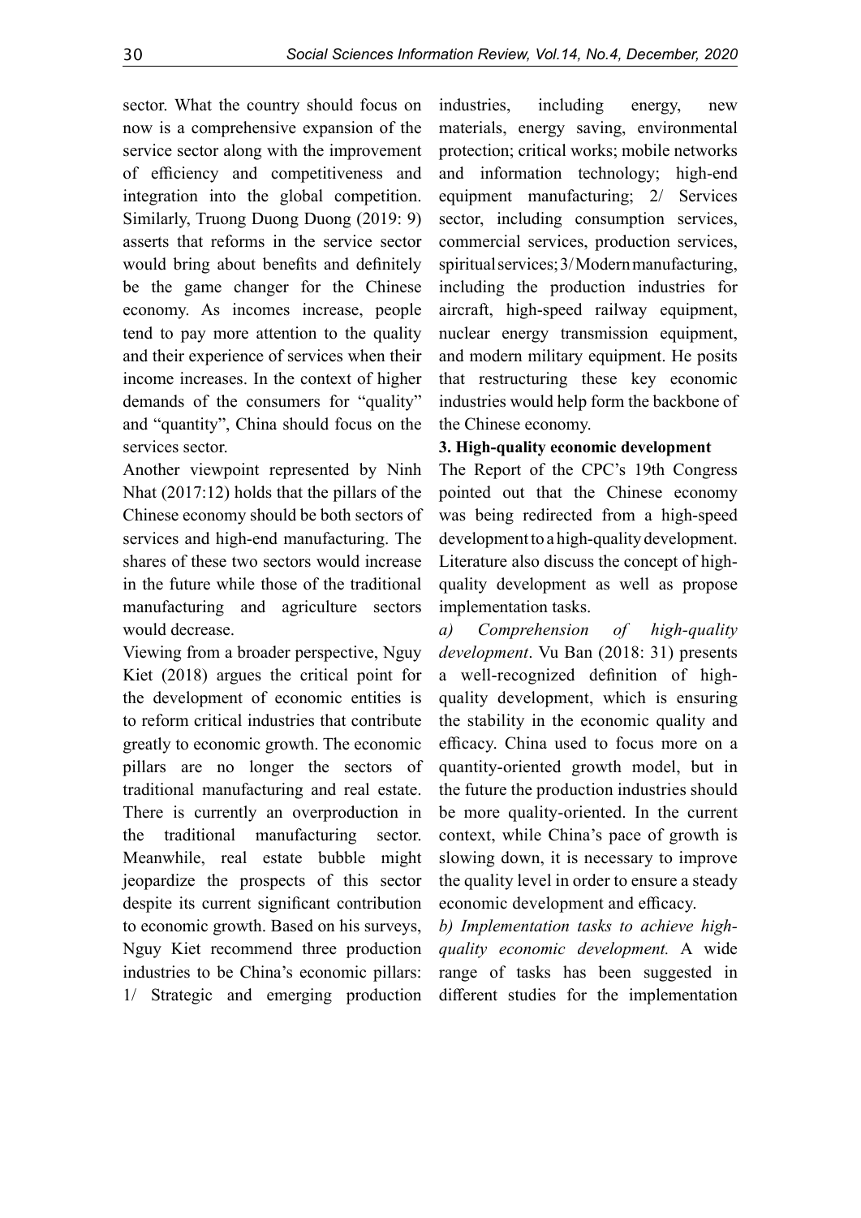sector. What the country should focus on now is a comprehensive expansion of the service sector along with the improvement of efficiency and competitiveness and integration into the global competition. Similarly, Truong Duong Duong (2019: 9) asserts that reforms in the service sector would bring about benefits and definitely be the game changer for the Chinese economy. As incomes increase, people tend to pay more attention to the quality and their experience of services when their income increases. In the context of higher demands of the consumers for "quality" and "quantity", China should focus on the services sector.

Another viewpoint represented by Ninh Nhat (2017:12) holds that the pillars of the Chinese economy should be both sectors of services and high-end manufacturing. The shares of these two sectors would increase in the future while those of the traditional manufacturing and agriculture sectors would decrease.

Viewing from a broader perspective, Nguy Kiet (2018) argues the critical point for the development of economic entities is to reform critical industries that contribute greatly to economic growth. The economic pillars are no longer the sectors of traditional manufacturing and real estate. There is currently an overproduction in the traditional manufacturing sector. Meanwhile, real estate bubble might jeopardize the prospects of this sector despite its current significant contribution to economic growth. Based on his surveys, Nguy Kiet recommend three production industries to be China's economic pillars: 1/ Strategic and emerging production industries, including energy, new materials, energy saving, environmental protection; critical works; mobile networks and information technology; high-end equipment manufacturing; 2/ Services sector, including consumption services, commercial services, production services, spiritual services; 3/ Modern manufacturing, including the production industries for aircraft, high-speed railway equipment, nuclear energy transmission equipment, and modern military equipment. He posits that restructuring these key economic industries would help form the backbone of the Chinese economy.

**3. High-quality economic development**

The Report of the CPC's 19th Congress pointed out that the Chinese economy was being redirected from a high-speed development to a high-quality development. Literature also discuss the concept of high-quality development as well as propose implementation tasks.

*a) Comprehension of high-quality development*. Vu Ban (2018: 31) presents a well-recognized definition of high-quality development, which is ensuring the stability in the economic quality and efficacy. China used to focus more on a quantity-oriented growth model, but in the future the production industries should be more quality-oriented. In the current context, while China's pace of growth is slowing down, it is necessary to improve the quality level in order to ensure a steady economic development and efficacy.

*b) Implementation tasks to achieve high-quality economic development.* A wide range of tasks has been suggested in different studies for the implementation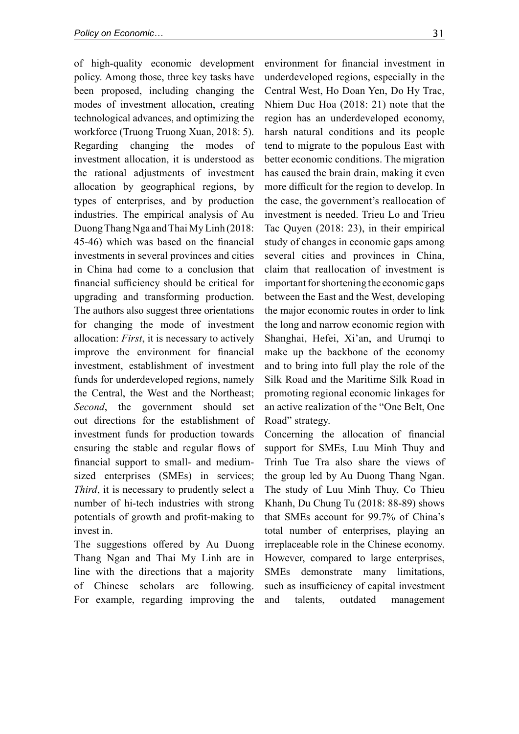of high-quality economic development policy. Among those, three key tasks have been proposed, including changing the modes of investment allocation, creating technological advances, and optimizing the workforce (Truong Truong Xuan, 2018: 5). Regarding changing the modes of investment allocation, it is understood as the rational adjustments of investment allocation by geographical regions, by types of enterprises, and by production industries. The empirical analysis of Au Duong Thang Nga and Thai My Linh (2018: 45-46) which was based on the financial investments in several provinces and cities in China had come to a conclusion that financial sufficiency should be critical for upgrading and transforming production. The authors also suggest three orientations for changing the mode of investment allocation: *First*, it is necessary to actively improve the environment for financial investment, establishment of investment funds for underdeveloped regions, namely the Central, the West and the Northeast; *Second*, the government should set out directions for the establishment of investment funds for production towards ensuring the stable and regular flows of financial support to small- and medium-sized enterprises (SMEs) in services; *Third*, it is necessary to prudently select a number of hi-tech industries with strong potentials of growth and profit-making to invest in.

The suggestions offered by Au Duong Thang Ngan and Thai My Linh are in line with the directions that a majority of Chinese scholars are following. For example, regarding improving the environment for financial investment in underdeveloped regions, especially in the Central West, Ho Doan Yen, Do Hy Trac, Nhiem Duc Hoa (2018: 21) note that the region has an underdeveloped economy, harsh natural conditions and its people tend to migrate to the populous East with better economic conditions. The migration has caused the brain drain, making it even more difficult for the region to develop. In the case, the government's reallocation of investment is needed. Trieu Lo and Trieu Tac Quyen (2018: 23), in their empirical study of changes in economic gaps among several cities and provinces in China, claim that reallocation of investment is important for shortening the economic gaps between the East and the West, developing the major economic routes in order to link the long and narrow economic region with Shanghai, Hefei, Xi'an, and Urumqi to make up the backbone of the economy and to bring into full play the role of the Silk Road and the Maritime Silk Road in promoting regional economic linkages for an active realization of the "One Belt, One Road" strategy.

Concerning the allocation of financial support for SMEs, Luu Minh Thuy and Trinh Tue Tra also share the views of the group led by Au Duong Thang Ngan. The study of Luu Minh Thuy, Co Thieu Khanh, Du Chung Tu (2018: 88-89) shows that SMEs account for 99.7% of China's total number of enterprises, playing an irreplaceable role in the Chinese economy. However, compared to large enterprises, SMEs demonstrate many limitations, such as insufficiency of capital investment and talents, outdated management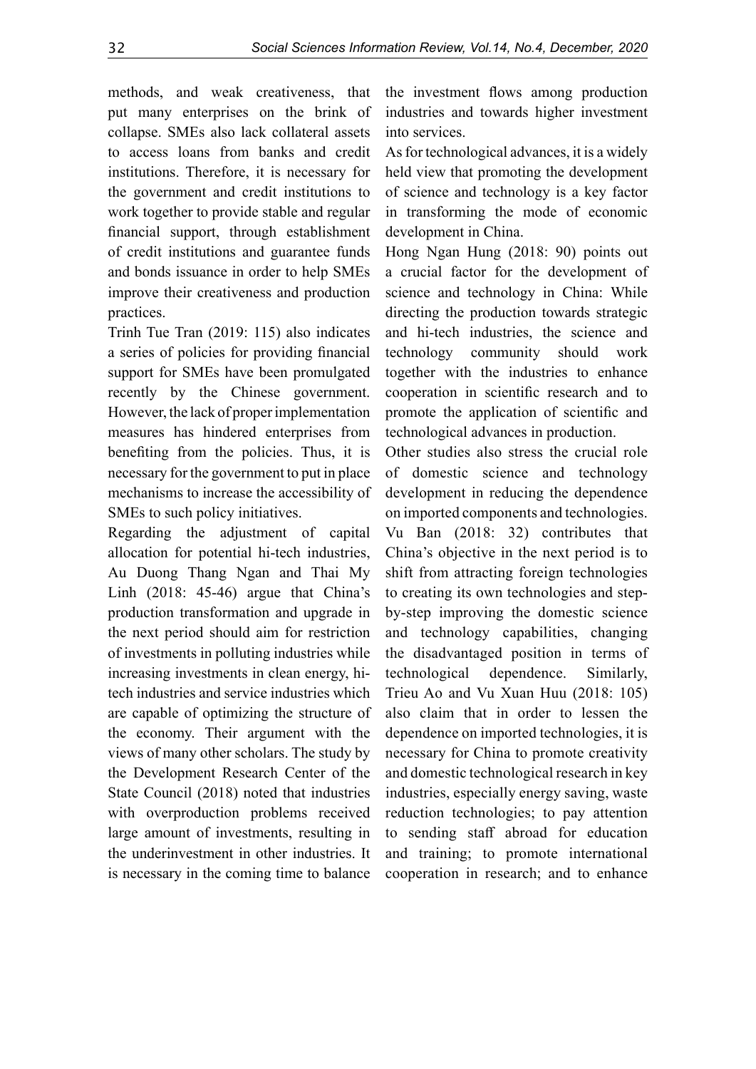methods, and weak creativeness, that put many enterprises on the brink of collapse. SMEs also lack collateral assets to access loans from banks and credit institutions. Therefore, it is necessary for the government and credit institutions to work together to provide stable and regular financial support, through establishment of credit institutions and guarantee funds and bonds issuance in order to help SMEs improve their creativeness and production practices.

Trinh Tue Tran (2019: 115) also indicates a series of policies for providing financial support for SMEs have been promulgated recently by the Chinese government. However, the lack of proper implementation measures has hindered enterprises from benefiting from the policies. Thus, it is necessary for the government to put in place mechanisms to increase the accessibility of SMEs to such policy initiatives.

Regarding the adjustment of capital allocation for potential hi-tech industries, Au Duong Thang Ngan and Thai My Linh (2018: 45-46) argue that China's production transformation and upgrade in the next period should aim for restriction of investments in polluting industries while increasing investments in clean energy, hi-tech industries and service industries which are capable of optimizing the structure of the economy. Their argument with the views of many other scholars. The study by the Development Research Center of the State Council (2018) noted that industries with overproduction problems received large amount of investments, resulting in the underinvestment in other industries. It is necessary in the coming time to balance the investment flows among production industries and towards higher investment into services.

As for technological advances, it is a widely held view that promoting the development of science and technology is a key factor in transforming the mode of economic development in China.

Hong Ngan Hung (2018: 90) points out a crucial factor for the development of science and technology in China: While directing the production towards strategic and hi-tech industries, the science and technology community should work together with the industries to enhance cooperation in scientific research and to promote the application of scientific and technological advances in production.

Other studies also stress the crucial role of domestic science and technology development in reducing the dependence on imported components and technologies. Vu Ban (2018: 32) contributes that China's objective in the next period is to shift from attracting foreign technologies to creating its own technologies and step-by-step improving the domestic science and technology capabilities, changing the disadvantaged position in terms of technological dependence. Similarly, Trieu Ao and Vu Xuan Huu (2018: 105) also claim that in order to lessen the dependence on imported technologies, it is necessary for China to promote creativity and domestic technological research in key industries, especially energy saving, waste reduction technologies; to pay attention to sending staff abroad for education and training; to promote international cooperation in research; and to enhance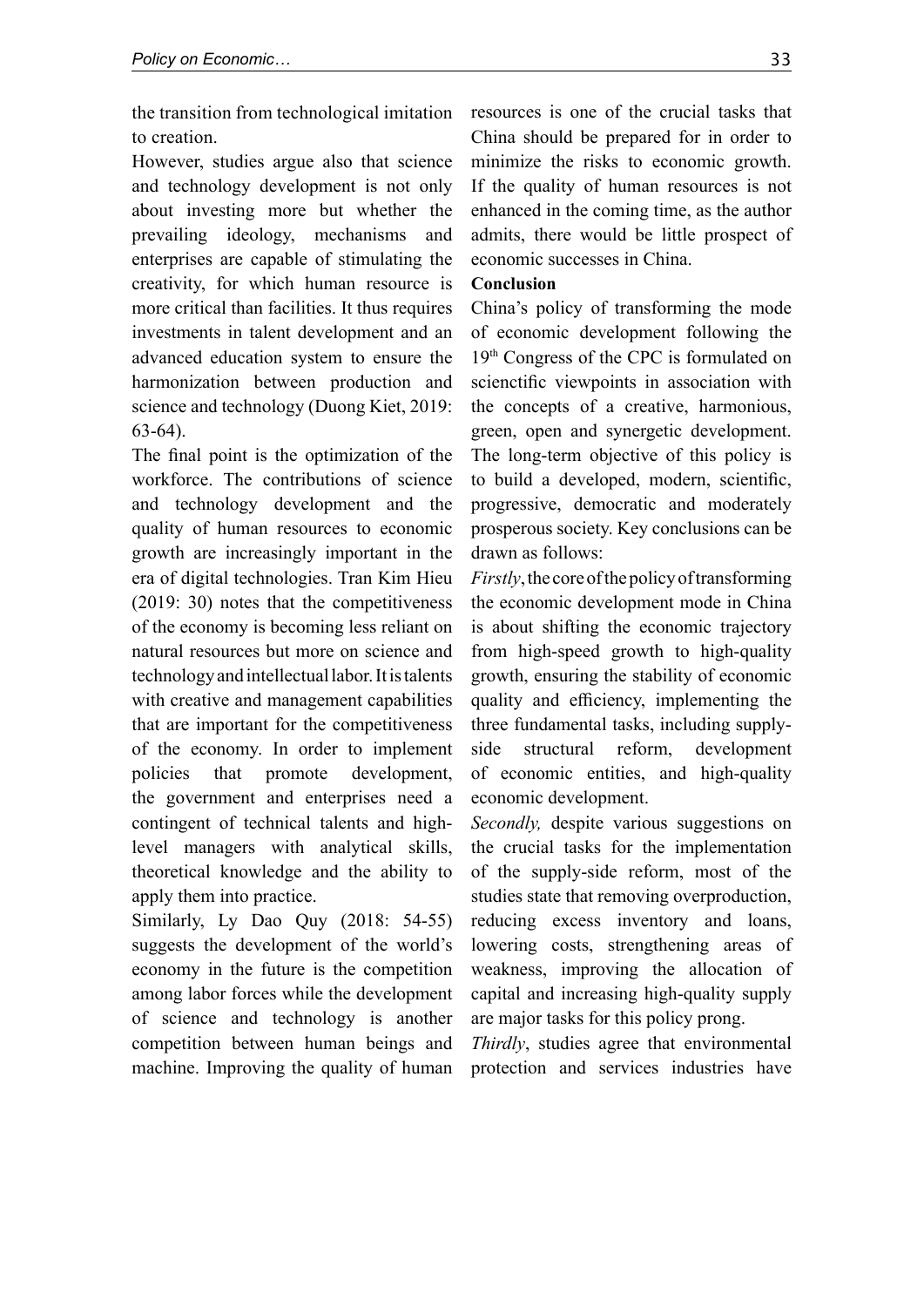the transition from technological imitation to creation.

However, studies argue also that science and technology development is not only about investing more but whether the prevailing ideology, mechanisms and enterprises are capable of stimulating the creativity, for which human resource is more critical than facilities. It thus requires investments in talent development and an advanced education system to ensure the harmonization between production and science and technology (Duong Kiet, 2019: 63-64).

The final point is the optimization of the workforce. The contributions of science and technology development and the quality of human resources to economic growth are increasingly important in the era of digital technologies. Tran Kim Hieu (2019: 30) notes that the competitiveness of the economy is becoming less reliant on natural resources but more on science and technology and intellectual labor. It is talents with creative and management capabilities that are important for the competitiveness of the economy. In order to implement policies that promote development, the government and enterprises need a contingent of technical talents and high-level managers with analytical skills, theoretical knowledge and the ability to apply them into practice.

Similarly, Ly Dao Quy (2018: 54-55) suggests the development of the world's economy in the future is the competition among labor forces while the development of science and technology is another competition between human beings and machine. Improving the quality of human resources is one of the crucial tasks that China should be prepared for in order to minimize the risks to economic growth. If the quality of human resources is not enhanced in the coming time, as the author admits, there would be little prospect of economic successes in China.

**Conclusion**

China's policy of transforming the mode of economic development following the 19th Congress of the CPC is formulated on scienctific viewpoints in association with the concepts of a creative, harmonious, green, open and synergetic development. The long-term objective of this policy is to build a developed, modern, scientific, progressive, democratic and moderately prosperous society. Key conclusions can be drawn as follows:

*Firstly*, the core of the policy of transforming the economic development mode in China is about shifting the economic trajectory from high-speed growth to high-quality growth, ensuring the stability of economic quality and efficiency, implementing the three fundamental tasks, including supply-side structural reform, development of economic entities, and high-quality economic development.

*Secondly,* despite various suggestions on the crucial tasks for the implementation of the supply-side reform, most of the studies state that removing overproduction, reducing excess inventory and loans, lowering costs, strengthening areas of weakness, improving the allocation of capital and increasing high-quality supply are major tasks for this policy prong.

*Thirdly*, studies agree that environmental protection and services industries have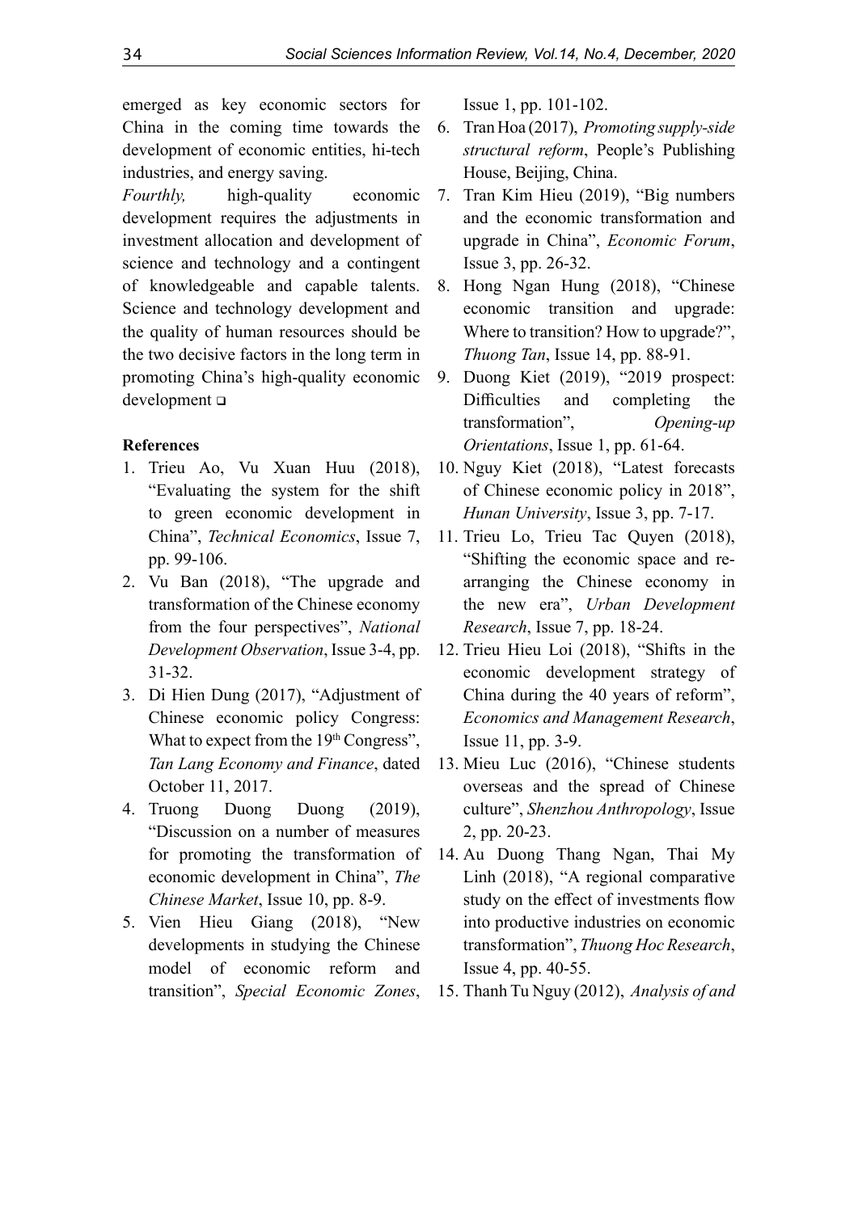emerged as key economic sectors for China in the coming time towards the development of economic entities, hi-tech industries, and energy saving.

*Fourthly,* high-quality economic development requires the adjustments in investment allocation and development of science and technology and a contingent of knowledgeable and capable talents. Science and technology development and the quality of human resources should be the two decisive factors in the long term in promoting China's high-quality economic development ❑

**References**

1. Trieu Ao, Vu Xuan Huu (2018), "Evaluating the system for the shift to green economic development in China", *Technical Economics*, Issue 7, pp. 99-106.
2. Vu Ban (2018), "The upgrade and transformation of the Chinese economy from the four perspectives", *National Development Observation*, Issue 3-4, pp. 31-32.
3. Di Hien Dung (2017), "Adjustment of Chinese economic policy Congress: What to expect from the 19th Congress", *Tan Lang Economy and Finance*, dated October 11, 2017.
4. Truong Duong Duong (2019), "Discussion on a number of measures for promoting the transformation of economic development in China", *The Chinese Market*, Issue 10, pp. 8-9.
5. Vien Hieu Giang (2018), "New developments in studying the Chinese model of economic reform and transition", *Special Economic Zones*, Issue 1, pp. 101-102.
6. Tran Hoa (2017), *Promoting supply-side structural reform*, People's Publishing House, Beijing, China.
7. Tran Kim Hieu (2019), "Big numbers and the economic transformation and upgrade in China", *Economic Forum*, Issue 3, pp. 26-32.
8. Hong Ngan Hung (2018), "Chinese economic transition and upgrade: Where to transition? How to upgrade?", *Thuong Tan*, Issue 14, pp. 88-91.
9. Duong Kiet (2019), "2019 prospect: Difficulties and completing the transformation", *Opening-up Orientations*, Issue 1, pp. 61-64.
10. Nguy Kiet (2018), "Latest forecasts of Chinese economic policy in 2018", *Hunan University*, Issue 3, pp. 7-17.
11. Trieu Lo, Trieu Tac Quyen (2018), "Shifting the economic space and re-arranging the Chinese economy in the new era", *Urban Development Research*, Issue 7, pp. 18-24.
12. Trieu Hieu Loi (2018), "Shifts in the economic development strategy of China during the 40 years of reform", *Economics and Management Research*, Issue 11, pp. 3-9.
13. Mieu Luc (2016), "Chinese students overseas and the spread of Chinese culture", *Shenzhou Anthropology*, Issue 2, pp. 20-23.
14. Au Duong Thang Ngan, Thai My Linh (2018), "A regional comparative study on the effect of investments flow into productive industries on economic transformation", *Thuong Hoc Research*, Issue 4, pp. 40-55.
15. Thanh Tu Nguy (2012), *Analysis of and*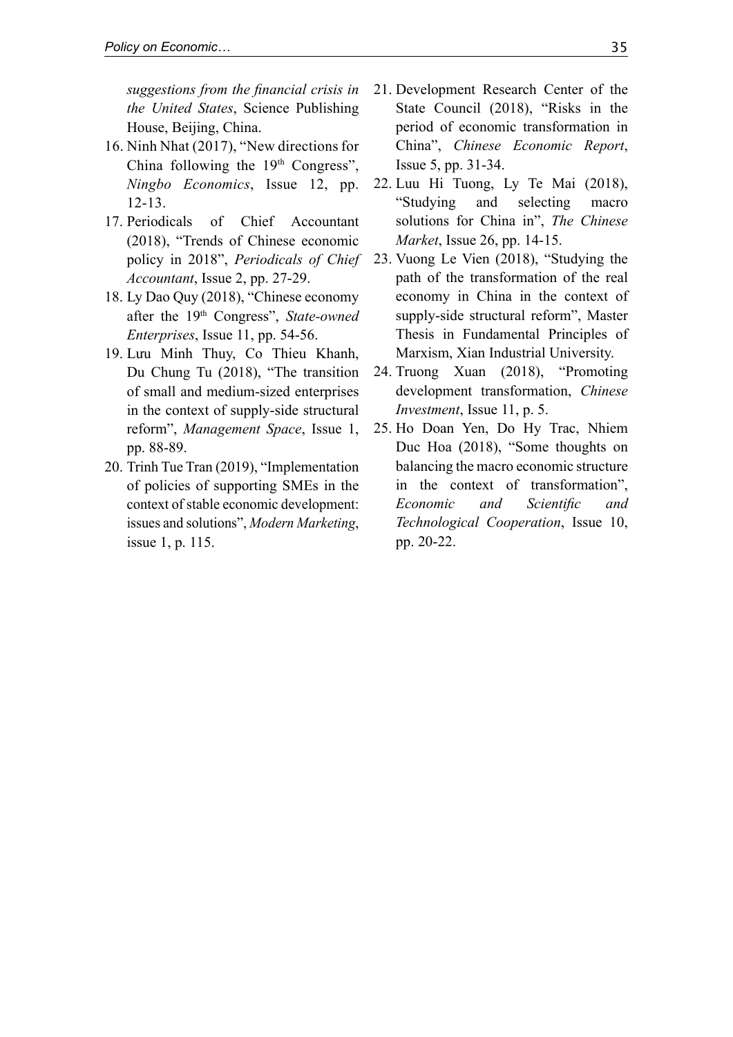*suggestions from the financial crisis in the United States*, Science Publishing House, Beijing, China.

16. Ninh Nhat (2017), "New directions for China following the 19th Congress", *Ningbo Economics*, Issue 12, pp. 12-13.
17. Periodicals of Chief Accountant (2018), "Trends of Chinese economic policy in 2018", *Periodicals of Chief Accountant*, Issue 2, pp. 27-29.
18. Ly Dao Quy (2018), "Chinese economy after the 19th Congress", *State-owned Enterprises*, Issue 11, pp. 54-56.
19. Lưu Minh Thuy, Co Thieu Khanh, Du Chung Tu (2018), "The transition of small and medium-sized enterprises in the context of supply-side structural reform", *Management Space*, Issue 1, pp. 88-89.
20. Trinh Tue Tran (2019), "Implementation of policies of supporting SMEs in the context of stable economic development: issues and solutions", *Modern Marketing*, issue 1, p. 115.
21. Development Research Center of the State Council (2018), "Risks in the period of economic transformation in China", *Chinese Economic Report*, Issue 5, pp. 31-34.
22. Luu Hi Tuong, Ly Te Mai (2018), "Studying and selecting macro solutions for China in", *The Chinese Market*, Issue 26, pp. 14-15.
23. Vuong Le Vien (2018), "Studying the path of the transformation of the real economy in China in the context of supply-side structural reform", Master Thesis in Fundamental Principles of Marxism, Xian Industrial University.
24. Truong Xuan (2018), "Promoting development transformation, *Chinese Investment*, Issue 11, p. 5.
25. Ho Doan Yen, Do Hy Trac, Nhiem Duc Hoa (2018), "Some thoughts on balancing the macro economic structure in the context of transformation", *Economic and Scientific and Technological Cooperation*, Issue 10, pp. 20-22.